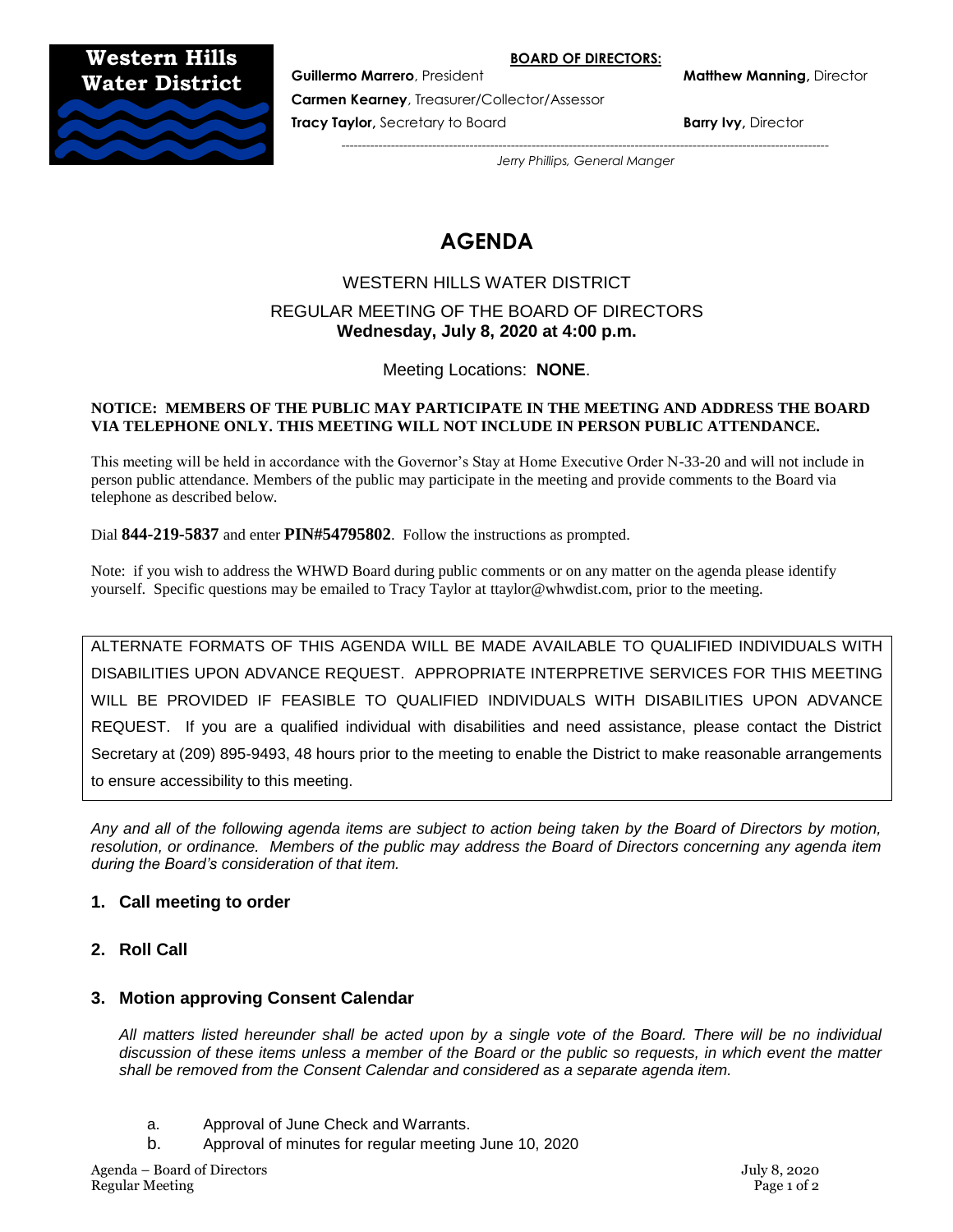**Western Hills Water District**

**BOARD OF DIRECTORS:**

**Guillermo Marrero**, President
**Carmen Kearney**, Treasurer/Collector/Assessor
**Tracy Taylor,** Secretary to Board

**Matthew Manning,** Director
**Barry Ivy,** Director

*Jerry Phillips, General Manger*

# AGENDA

## WESTERN HILLS WATER DISTRICT

## REGULAR MEETING OF THE BOARD OF DIRECTORS
**Wednesday, July 8, 2020 at 4:00 p.m.**

Meeting Locations: **NONE**.

**NOTICE: MEMBERS OF THE PUBLIC MAY PARTICIPATE IN THE MEETING AND ADDRESS THE BOARD VIA TELEPHONE ONLY. THIS MEETING WILL NOT INCLUDE IN PERSON PUBLIC ATTENDANCE.**

This meeting will be held in accordance with the Governor's Stay at Home Executive Order N-33-20 and will not include in person public attendance. Members of the public may participate in the meeting and provide comments to the Board via telephone as described below.

Dial **844-219-5837** and enter **PIN#54795802**. Follow the instructions as prompted.

Note: if you wish to address the WHWD Board during public comments or on any matter on the agenda please identify yourself. Specific questions may be emailed to Tracy Taylor at ttaylor@whwdist.com, prior to the meeting.

ALTERNATE FORMATS OF THIS AGENDA WILL BE MADE AVAILABLE TO QUALIFIED INDIVIDUALS WITH DISABILITIES UPON ADVANCE REQUEST. APPROPRIATE INTERPRETIVE SERVICES FOR THIS MEETING WILL BE PROVIDED IF FEASIBLE TO QUALIFIED INDIVIDUALS WITH DISABILITIES UPON ADVANCE REQUEST. If you are a qualified individual with disabilities and need assistance, please contact the District Secretary at (209) 895-9493, 48 hours prior to the meeting to enable the District to make reasonable arrangements to ensure accessibility to this meeting.

*Any and all of the following agenda items are subject to action being taken by the Board of Directors by motion, resolution, or ordinance. Members of the public may address the Board of Directors concerning any agenda item during the Board's consideration of that item.*

### 1. Call meeting to order

### 2. Roll Call

### 3. Motion approving Consent Calendar

*All matters listed hereunder shall be acted upon by a single vote of the Board. There will be no individual discussion of these items unless a member of the Board or the public so requests, in which event the matter shall be removed from the Consent Calendar and considered as a separate agenda item.*

a. Approval of June Check and Warrants.
b. Approval of minutes for regular meeting June 10, 2020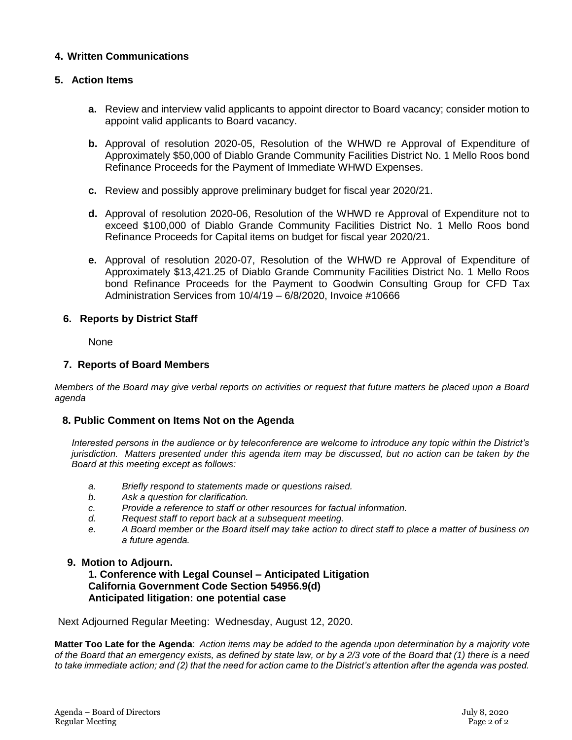## 4. Written Communications

## 5. Action Items

- **a.** Review and interview valid applicants to appoint director to Board vacancy; consider motion to appoint valid applicants to Board vacancy.
- **b.** Approval of resolution 2020-05, Resolution of the WHWD re Approval of Expenditure of Approximately $50,000 of Diablo Grande Community Facilities District No. 1 Mello Roos bond Refinance Proceeds for the Payment of Immediate WHWD Expenses.
- **c.** Review and possibly approve preliminary budget for fiscal year 2020/21.
- **d.** Approval of resolution 2020-06, Resolution of the WHWD re Approval of Expenditure not to exceed $100,000 of Diablo Grande Community Facilities District No. 1 Mello Roos bond Refinance Proceeds for Capital items on budget for fiscal year 2020/21.
- **e.** Approval of resolution 2020-07, Resolution of the WHWD re Approval of Expenditure of Approximately $13,421.25 of Diablo Grande Community Facilities District No. 1 Mello Roos bond Refinance Proceeds for the Payment to Goodwin Consulting Group for CFD Tax Administration Services from 10/4/19 – 6/8/2020, Invoice #10666

## 6. Reports by District Staff

None

## 7. Reports of Board Members

*Members of the Board may give verbal reports on activities or request that future matters be placed upon a Board agenda*

## 8. Public Comment on Items Not on the Agenda

*Interested persons in the audience or by teleconference are welcome to introduce any topic within the District's jurisdiction. Matters presented under this agenda item may be discussed, but no action can be taken by the Board at this meeting except as follows:*

- *a. Briefly respond to statements made or questions raised.*
- *b. Ask a question for clarification.*
- *c. Provide a reference to staff or other resources for factual information.*
- *d. Request staff to report back at a subsequent meeting.*
- *e. A Board member or the Board itself may take action to direct staff to place a matter of business on a future agenda.*

## 9. Motion to Adjourn.

**1. Conference with Legal Counsel – Anticipated Litigation**
**California Government Code Section 54956.9(d)**
**Anticipated litigation: one potential case**

Next Adjourned Regular Meeting: Wednesday, August 12, 2020.

**Matter Too Late for the Agenda**: *Action items may be added to the agenda upon determination by a majority vote of the Board that an emergency exists, as defined by state law, or by a 2/3 vote of the Board that (1) there is a need to take immediate action; and (2) that the need for action came to the District's attention after the agenda was posted.*